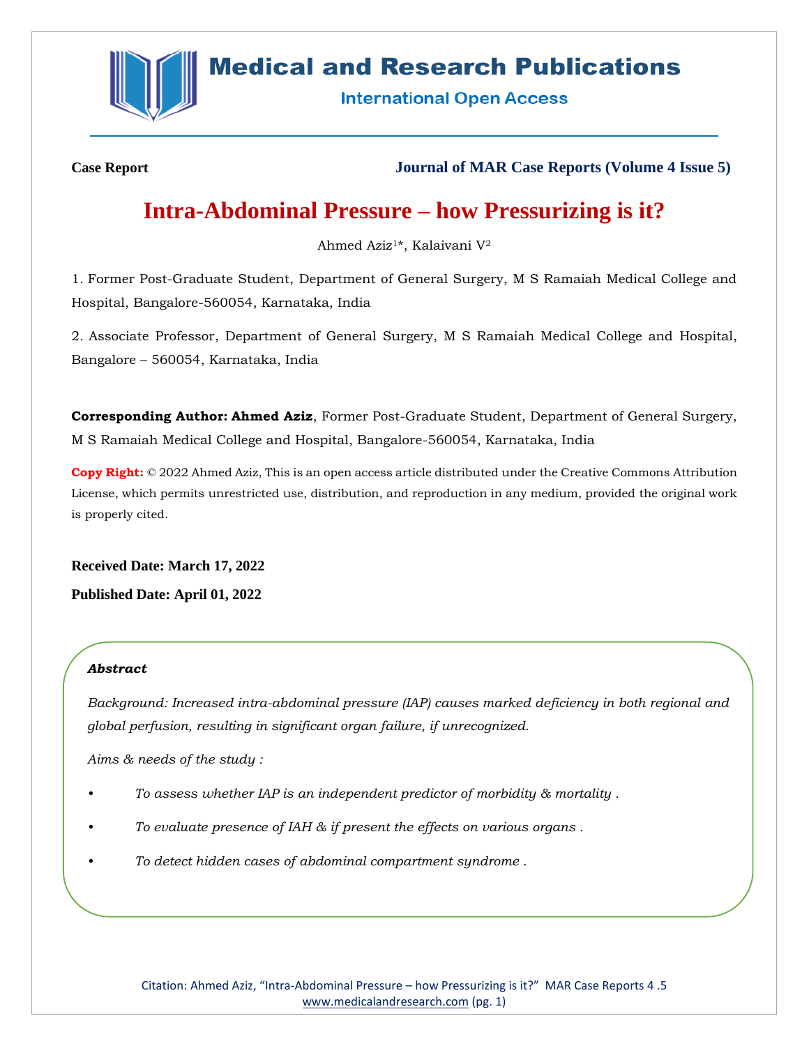Case Report

Journal of MAR Case Reports (Volume 4 Issue 5)

# Intra-Abdominal Pressure – how Pressurizing is it?

Ahmed Aziz[1*], Kalaivani V[2]

1. Former Post-Graduate Student, Department of General Surgery, M S Ramaiah Medical College and Hospital, Bangalore-560054, Karnataka, India

2. Associate Professor, Department of General Surgery, M S Ramaiah Medical College and Hospital, Bangalore – 560054, Karnataka, India

**Corresponding Author: Ahmed Aziz**, Former Post-Graduate Student, Department of General Surgery, M S Ramaiah Medical College and Hospital, Bangalore-560054, Karnataka, India

**Copy Right:** © 2022 Ahmed Aziz, This is an open access article distributed under the Creative Commons Attribution License, which permits unrestricted use, distribution, and reproduction in any medium, provided the original work is properly cited.

**Received Date: March 17, 2022**

**Published Date: April 01, 2022**

***Abstract***

*Background: Increased intra-abdominal pressure (IAP) causes marked deficiency in both regional and global perfusion, resulting in significant organ failure, if unrecognized.*

*Aims & needs of the study :*

- *To assess whether IAP is an independent predictor of morbidity & mortality .*
- *To evaluate presence of IAH & if present the effects on various organs .*
- *To detect hidden cases of abdominal compartment syndrome .*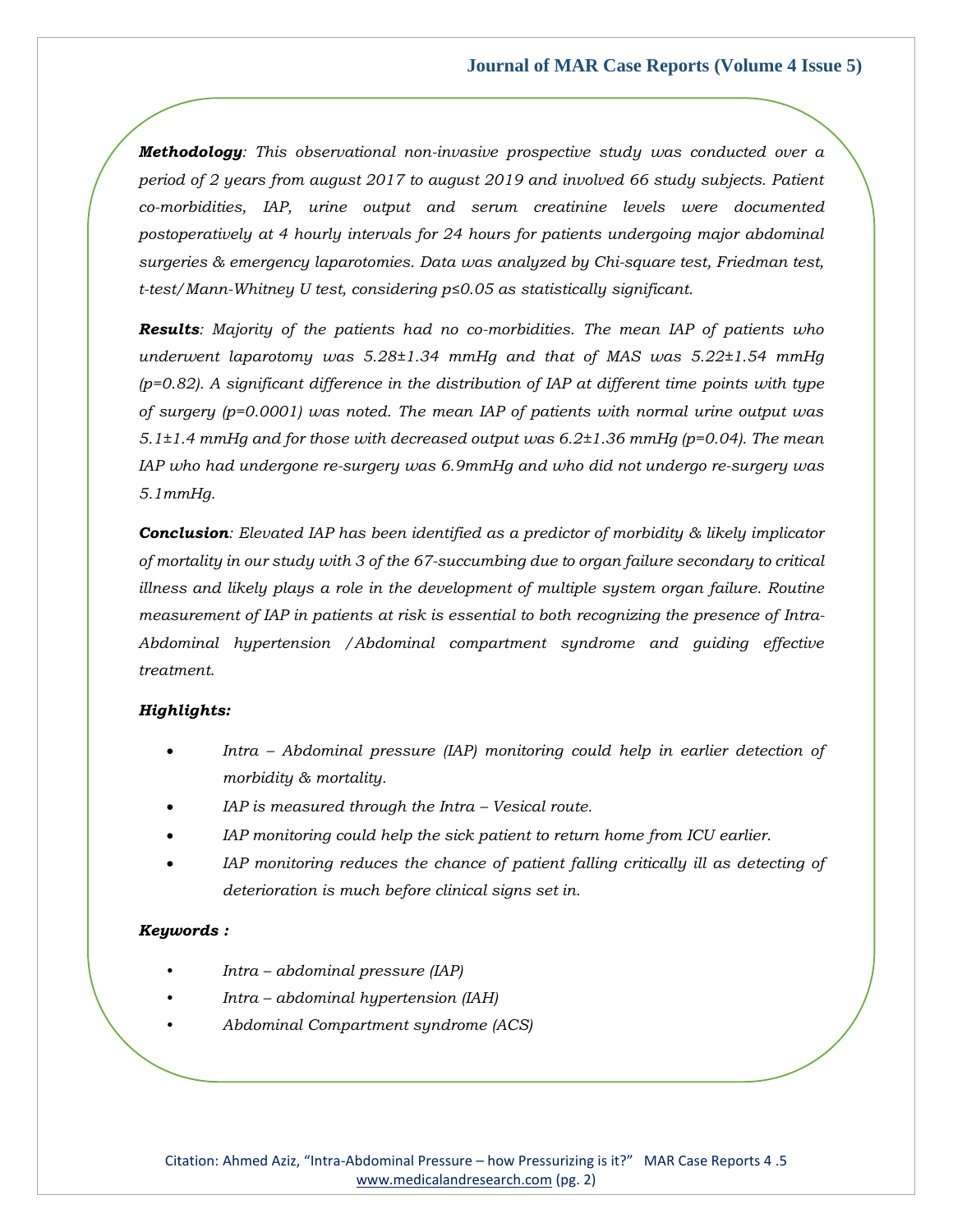***Methodology**: This observational non-invasive prospective study was conducted over a period of 2 years from august 2017 to august 2019 and involved 66 study subjects. Patient co-morbidities, IAP, urine output and serum creatinine levels were documented postoperatively at 4 hourly intervals for 24 hours for patients undergoing major abdominal surgeries & emergency laparotomies. Data was analyzed by Chi-square test, Friedman test, t-test/Mann-Whitney U test, considering $p \leq 0.05$ as statistically significant.*

***Results**: Majority of the patients had no co-morbidities. The mean IAP of patients who underwent laparotomy was 5.28±1.34 mmHg and that of MAS was 5.22±1.54 mmHg ($p=0.82$). A significant difference in the distribution of IAP at different time points with type of surgery ($p=0.0001$) was noted. The mean IAP of patients with normal urine output was 5.1±1.4 mmHg and for those with decreased output was 6.2±1.36 mmHg ($p=0.04$). The mean IAP who had undergone re-surgery was 6.9mmHg and who did not undergo re-surgery was 5.1mmHg.*

***Conclusion**: Elevated IAP has been identified as a predictor of morbidity & likely implicator of mortality in our study with 3 of the 67-succumbing due to organ failure secondary to critical illness and likely plays a role in the development of multiple system organ failure. Routine measurement of IAP in patients at risk is essential to both recognizing the presence of Intra-Abdominal hypertension /Abdominal compartment syndrome and guiding effective treatment.*

***Highlights:***

- *Intra – Abdominal pressure (IAP) monitoring could help in earlier detection of morbidity & mortality.*
- *IAP is measured through the Intra – Vesical route.*
- *IAP monitoring could help the sick patient to return home from ICU earlier.*
- *IAP monitoring reduces the chance of patient falling critically ill as detecting of deterioration is much before clinical signs set in.*

***Keywords :***

- *Intra – abdominal pressure (IAP)*
- *Intra – abdominal hypertension (IAH)*
- *Abdominal Compartment syndrome (ACS)*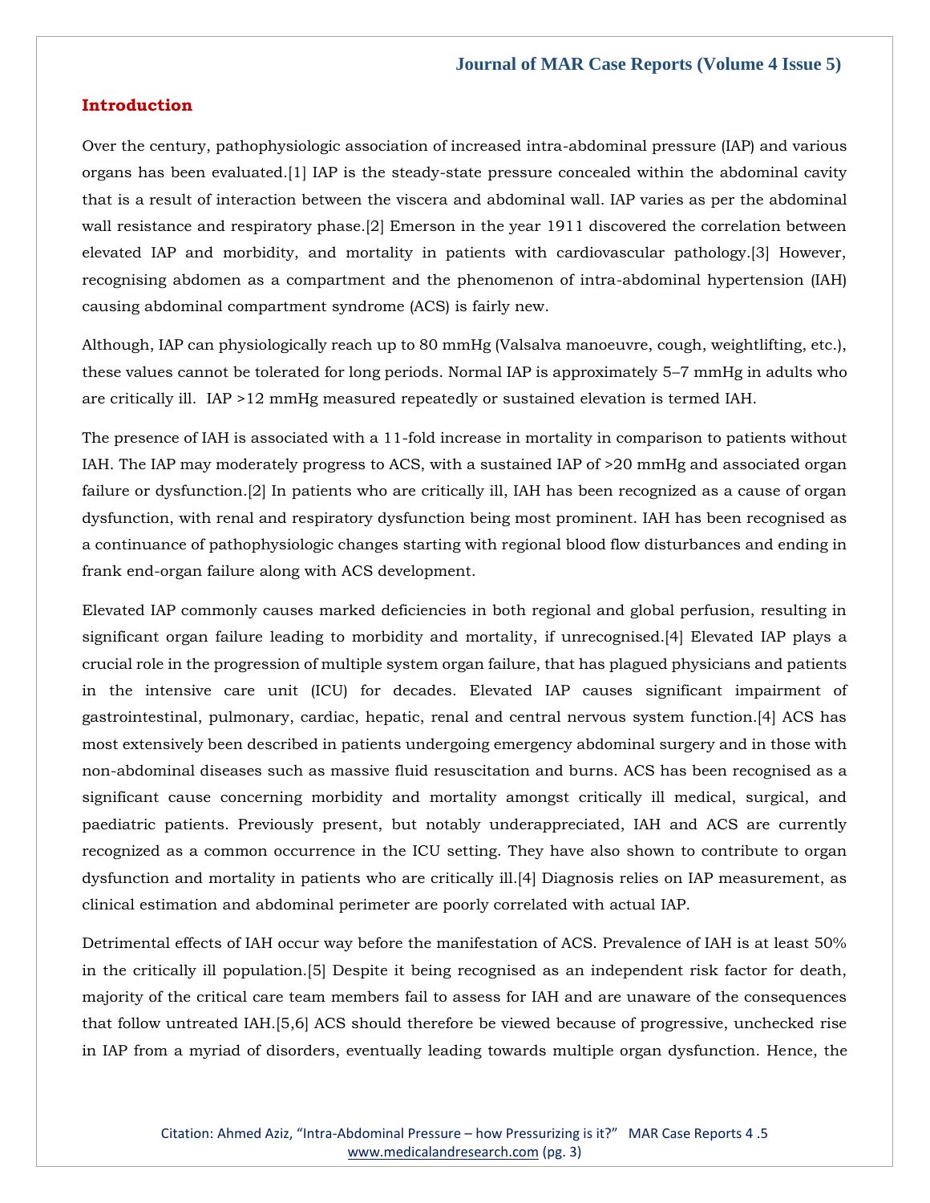## Introduction

Over the century, pathophysiologic association of increased intra-abdominal pressure (IAP) and various organs has been evaluated.[1] IAP is the steady-state pressure concealed within the abdominal cavity that is a result of interaction between the viscera and abdominal wall. IAP varies as per the abdominal wall resistance and respiratory phase.[2] Emerson in the year 1911 discovered the correlation between elevated IAP and morbidity, and mortality in patients with cardiovascular pathology.[3] However, recognising abdomen as a compartment and the phenomenon of intra-abdominal hypertension (IAH) causing abdominal compartment syndrome (ACS) is fairly new.

Although, IAP can physiologically reach up to 80 mmHg (Valsalva manoeuvre, cough, weightlifting, etc.), these values cannot be tolerated for long periods. Normal IAP is approximately 5–7 mmHg in adults who are critically ill. IAP >12 mmHg measured repeatedly or sustained elevation is termed IAH.

The presence of IAH is associated with a 11-fold increase in mortality in comparison to patients without IAH. The IAP may moderately progress to ACS, with a sustained IAP of >20 mmHg and associated organ failure or dysfunction.[2] In patients who are critically ill, IAH has been recognized as a cause of organ dysfunction, with renal and respiratory dysfunction being most prominent. IAH has been recognised as a continuance of pathophysiologic changes starting with regional blood flow disturbances and ending in frank end-organ failure along with ACS development.

Elevated IAP commonly causes marked deficiencies in both regional and global perfusion, resulting in significant organ failure leading to morbidity and mortality, if unrecognised.[4] Elevated IAP plays a crucial role in the progression of multiple system organ failure, that has plagued physicians and patients in the intensive care unit (ICU) for decades. Elevated IAP causes significant impairment of gastrointestinal, pulmonary, cardiac, hepatic, renal and central nervous system function.[4] ACS has most extensively been described in patients undergoing emergency abdominal surgery and in those with non-abdominal diseases such as massive fluid resuscitation and burns. ACS has been recognised as a significant cause concerning morbidity and mortality amongst critically ill medical, surgical, and paediatric patients. Previously present, but notably underappreciated, IAH and ACS are currently recognized as a common occurrence in the ICU setting. They have also shown to contribute to organ dysfunction and mortality in patients who are critically ill.[4] Diagnosis relies on IAP measurement, as clinical estimation and abdominal perimeter are poorly correlated with actual IAP.

Detrimental effects of IAH occur way before the manifestation of ACS. Prevalence of IAH is at least 50% in the critically ill population.[5] Despite it being recognised as an independent risk factor for death, majority of the critical care team members fail to assess for IAH and are unaware of the consequences that follow untreated IAH.[5,6] ACS should therefore be viewed because of progressive, unchecked rise in IAP from a myriad of disorders, eventually leading towards multiple organ dysfunction. Hence, the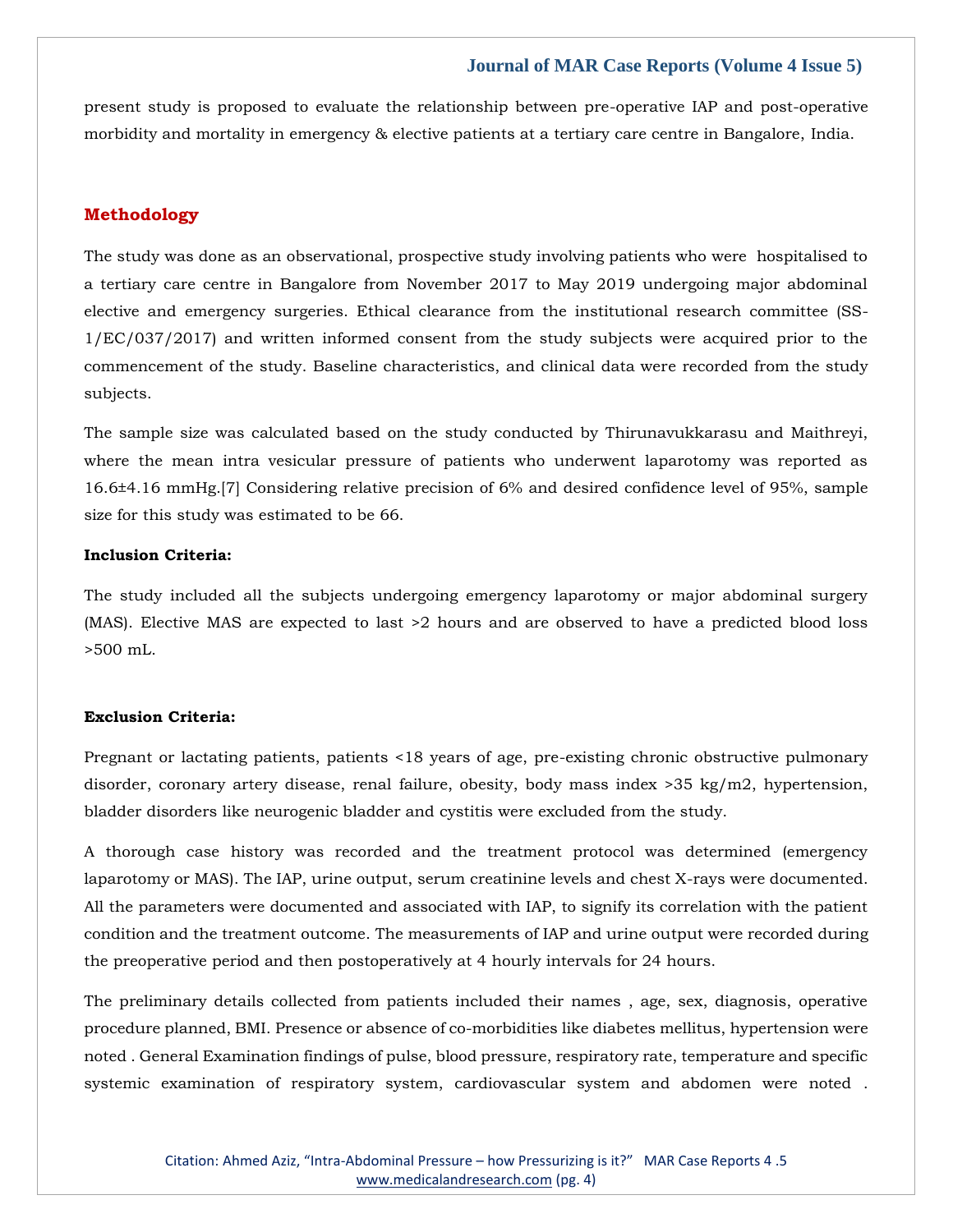present study is proposed to evaluate the relationship between pre-operative IAP and post-operative morbidity and mortality in emergency & elective patients at a tertiary care centre in Bangalore, India.

## Methodology

The study was done as an observational, prospective study involving patients who were hospitalised to a tertiary care centre in Bangalore from November 2017 to May 2019 undergoing major abdominal elective and emergency surgeries. Ethical clearance from the institutional research committee (SS-1/EC/037/2017) and written informed consent from the study subjects were acquired prior to the commencement of the study. Baseline characteristics, and clinical data were recorded from the study subjects.

The sample size was calculated based on the study conducted by Thirunavukkarasu and Maithreyi, where the mean intra vesicular pressure of patients who underwent laparotomy was reported as 16.6±4.16 mmHg.[7] Considering relative precision of 6% and desired confidence level of 95%, sample size for this study was estimated to be 66.

**Inclusion Criteria:**

The study included all the subjects undergoing emergency laparotomy or major abdominal surgery (MAS). Elective MAS are expected to last >2 hours and are observed to have a predicted blood loss >500 mL.

**Exclusion Criteria:**

Pregnant or lactating patients, patients <18 years of age, pre-existing chronic obstructive pulmonary disorder, coronary artery disease, renal failure, obesity, body mass index >35 kg/m2, hypertension, bladder disorders like neurogenic bladder and cystitis were excluded from the study.

A thorough case history was recorded and the treatment protocol was determined (emergency laparotomy or MAS). The IAP, urine output, serum creatinine levels and chest X-rays were documented. All the parameters were documented and associated with IAP, to signify its correlation with the patient condition and the treatment outcome. The measurements of IAP and urine output were recorded during the preoperative period and then postoperatively at 4 hourly intervals for 24 hours.

The preliminary details collected from patients included their names , age, sex, diagnosis, operative procedure planned, BMI. Presence or absence of co-morbidities like diabetes mellitus, hypertension were noted . General Examination findings of pulse, blood pressure, respiratory rate, temperature and specific systemic examination of respiratory system, cardiovascular system and abdomen were noted .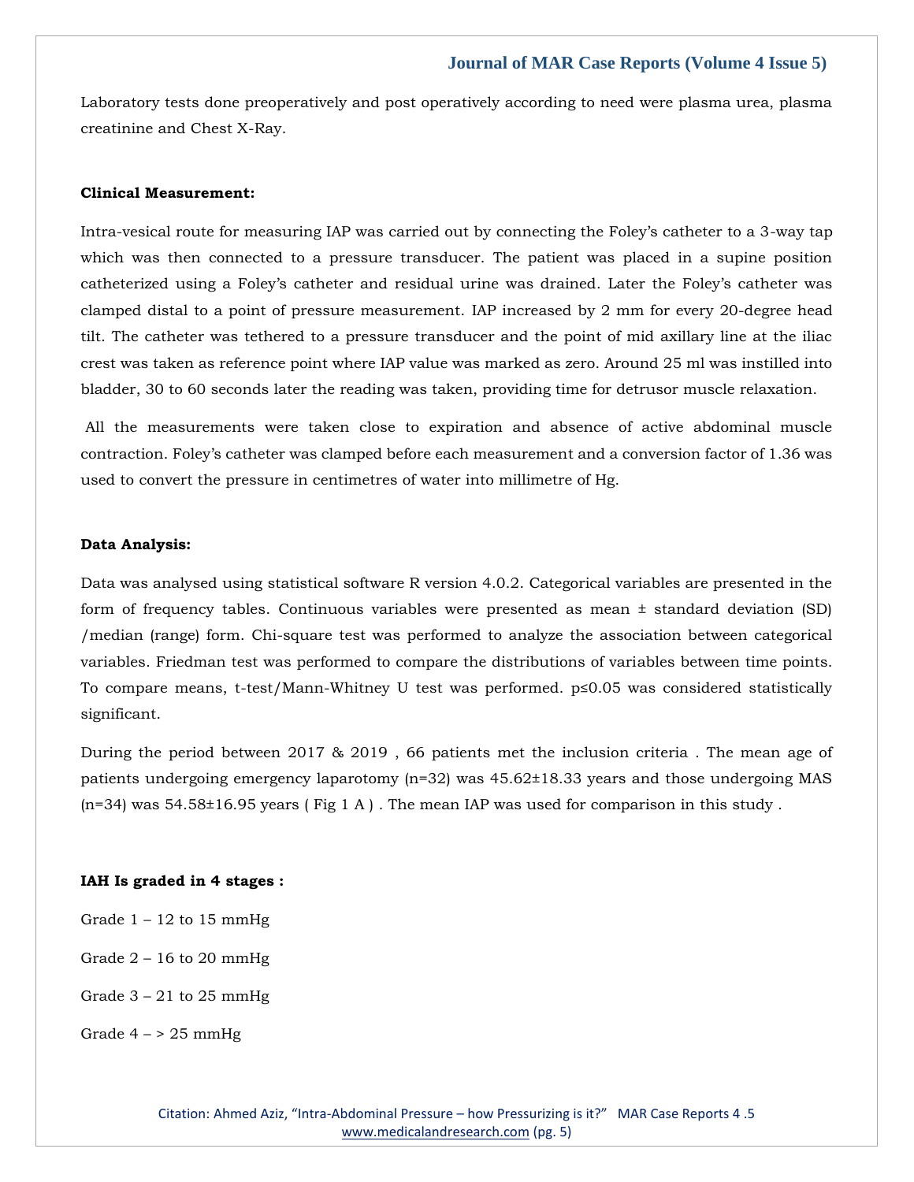Laboratory tests done preoperatively and post operatively according to need were plasma urea, plasma creatinine and Chest X-Ray.

**Clinical Measurement:**

Intra-vesical route for measuring IAP was carried out by connecting the Foley's catheter to a 3-way tap which was then connected to a pressure transducer. The patient was placed in a supine position catheterized using a Foley's catheter and residual urine was drained. Later the Foley's catheter was clamped distal to a point of pressure measurement. IAP increased by 2 mm for every 20-degree head tilt. The catheter was tethered to a pressure transducer and the point of mid axillary line at the iliac crest was taken as reference point where IAP value was marked as zero. Around 25 ml was instilled into bladder, 30 to 60 seconds later the reading was taken, providing time for detrusor muscle relaxation.

All the measurements were taken close to expiration and absence of active abdominal muscle contraction. Foley's catheter was clamped before each measurement and a conversion factor of 1.36 was used to convert the pressure in centimetres of water into millimetre of Hg.

**Data Analysis:**

Data was analysed using statistical software R version 4.0.2. Categorical variables are presented in the form of frequency tables. Continuous variables were presented as mean ± standard deviation (SD) /median (range) form. Chi-square test was performed to analyze the association between categorical variables. Friedman test was performed to compare the distributions of variables between time points. To compare means, t-test/Mann-Whitney U test was performed. $p \leq 0.05$ was considered statistically significant.

During the period between 2017 & 2019 , 66 patients met the inclusion criteria . The mean age of patients undergoing emergency laparotomy (n=32) was 45.62±18.33 years and those undergoing MAS (n=34) was 54.58±16.95 years ( Fig 1 A ) . The mean IAP was used for comparison in this study .

**IAH Is graded in 4 stages :**

Grade 1 – 12 to 15 mmHg

Grade 2 – 16 to 20 mmHg

Grade 3 – 21 to 25 mmHg

Grade 4 – > 25 mmHg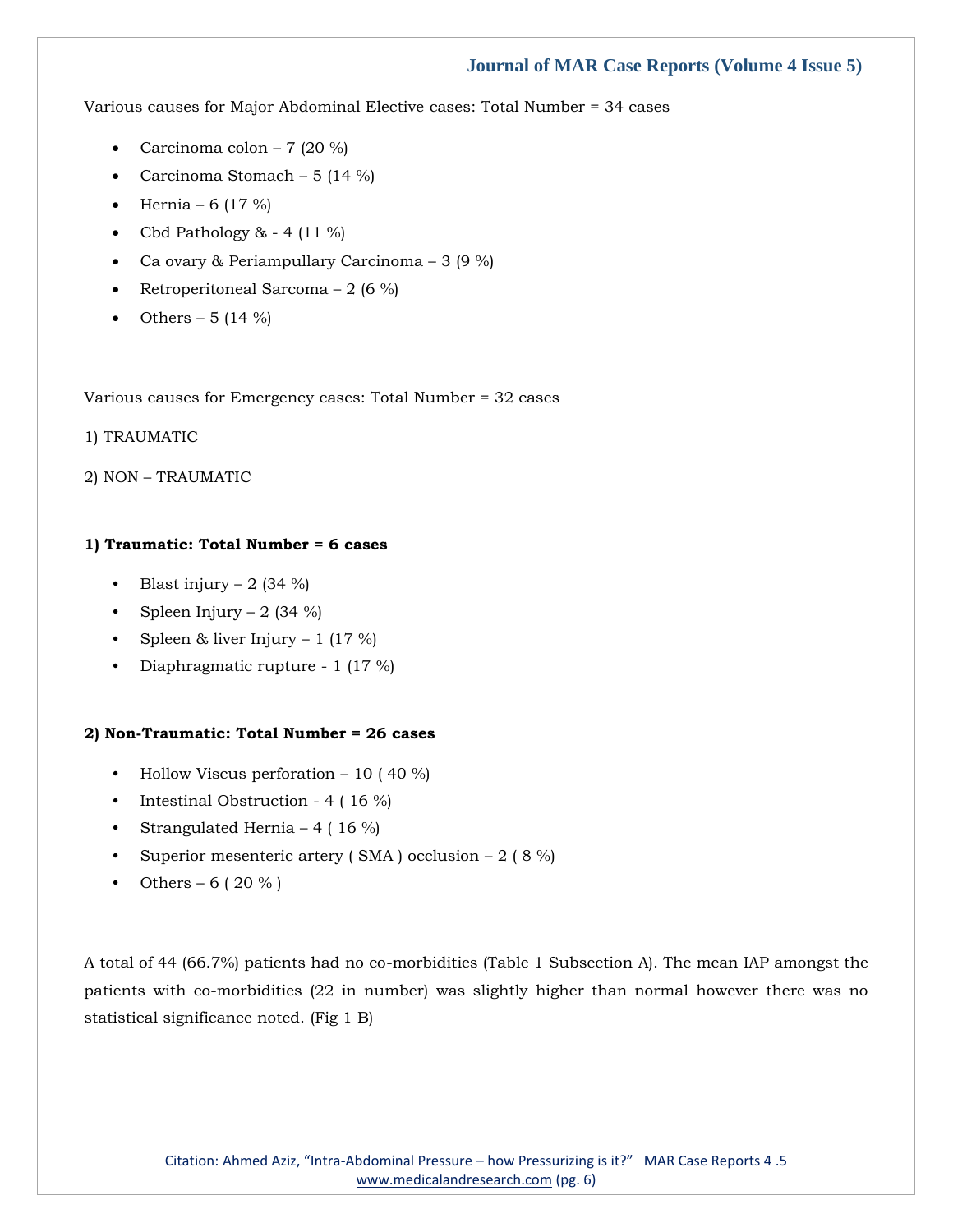Various causes for Major Abdominal Elective cases: Total Number = 34 cases

- Carcinoma colon – 7 (20 %)
- Carcinoma Stomach – 5 (14 %)
- Hernia – 6 (17 %)
- Cbd Pathology & - 4 (11 %)
- Ca ovary & Periampullary Carcinoma – 3 (9 %)
- Retroperitoneal Sarcoma – 2 (6 %)
- Others – 5 (14 %)

Various causes for Emergency cases: Total Number = 32 cases

1) TRAUMATIC

2) NON – TRAUMATIC

**1) Traumatic: Total Number = 6 cases**

- Blast injury – 2 (34 %)
- Spleen Injury – 2 (34 %)
- Spleen & liver Injury – 1 (17 %)
- Diaphragmatic rupture - 1 (17 %)

**2) Non-Traumatic: Total Number = 26 cases**

- Hollow Viscus perforation – 10 ( 40 %)
- Intestinal Obstruction - 4 ( 16 %)
- Strangulated Hernia – 4 ( 16 %)
- Superior mesenteric artery ( SMA ) occlusion – 2 ( 8 %)
- Others – 6 ( 20 % )

A total of 44 (66.7%) patients had no co-morbidities (Table 1 Subsection A). The mean IAP amongst the patients with co-morbidities (22 in number) was slightly higher than normal however there was no statistical significance noted. (Fig 1 B)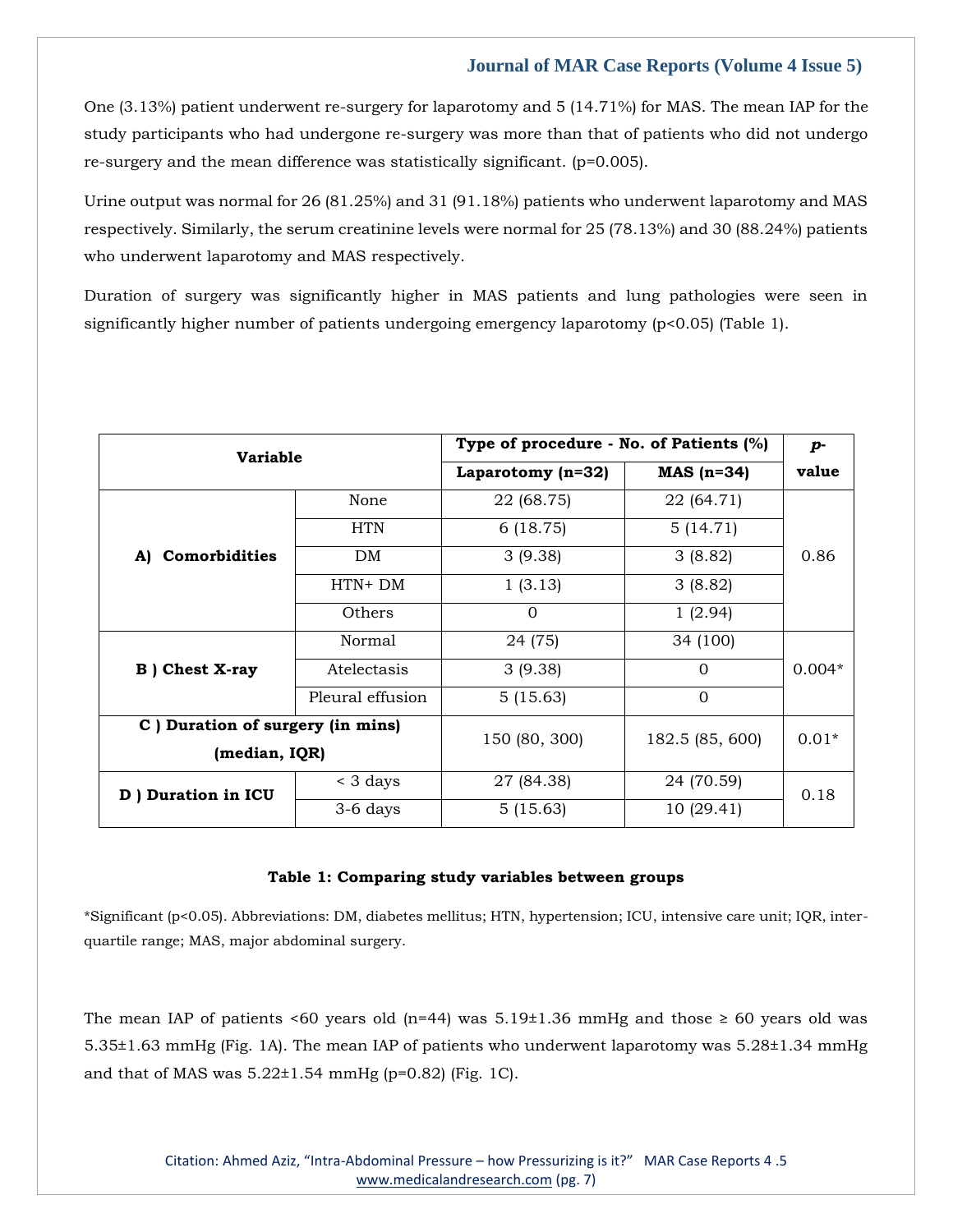One (3.13%) patient underwent re-surgery for laparotomy and 5 (14.71%) for MAS. The mean IAP for the study participants who had undergone re-surgery was more than that of patients who did not undergo re-surgery and the mean difference was statistically significant. (p=0.005).

Urine output was normal for 26 (81.25%) and 31 (91.18%) patients who underwent laparotomy and MAS respectively. Similarly, the serum creatinine levels were normal for 25 (78.13%) and 30 (88.24%) patients who underwent laparotomy and MAS respectively.

Duration of surgery was significantly higher in MAS patients and lung pathologies were seen in significantly higher number of patients undergoing emergency laparotomy (p<0.05) (Table 1).

| Variable | | Type of procedure - No. of Patients (%) | | *p*-value |
|---|---|---|---|---|
| | | **Laparotomy (n=32)** | **MAS (n=34)** | |
| **A) Comorbidities** | None | 22 (68.75) | 22 (64.71) | 0.86 |
| | HTN | 6 (18.75) | 5 (14.71) | |
| | DM | 3 (9.38) | 3 (8.82) | |
| | HTN+ DM | 1 (3.13) | 3 (8.82) | |
| | Others | 0 | 1 (2.94) | |
| **B ) Chest X-ray** | Normal | 24 (75) | 34 (100) | 0.004* |
| | Atelectasis | 3 (9.38) | 0 | |
| | Pleural effusion | 5 (15.63) | 0 | |
| **C ) Duration of surgery (in mins) (median, IQR)** | | 150 (80, 300) | 182.5 (85, 600) | 0.01* |
| **D ) Duration in ICU** | < 3 days | 27 (84.38) | 24 (70.59) | 0.18 |
| | 3-6 days | 5 (15.63) | 10 (29.41) | |

**Table 1: Comparing study variables between groups**

*Significant (p<0.05). Abbreviations: DM, diabetes mellitus; HTN, hypertension; ICU, intensive care unit; IQR, inter-quartile range; MAS, major abdominal surgery.

The mean IAP of patients <60 years old (n=44) was 5.19±1.36 mmHg and those ≥ 60 years old was 5.35±1.63 mmHg (Fig. 1A). The mean IAP of patients who underwent laparotomy was 5.28±1.34 mmHg and that of MAS was 5.22±1.54 mmHg (p=0.82) (Fig. 1C).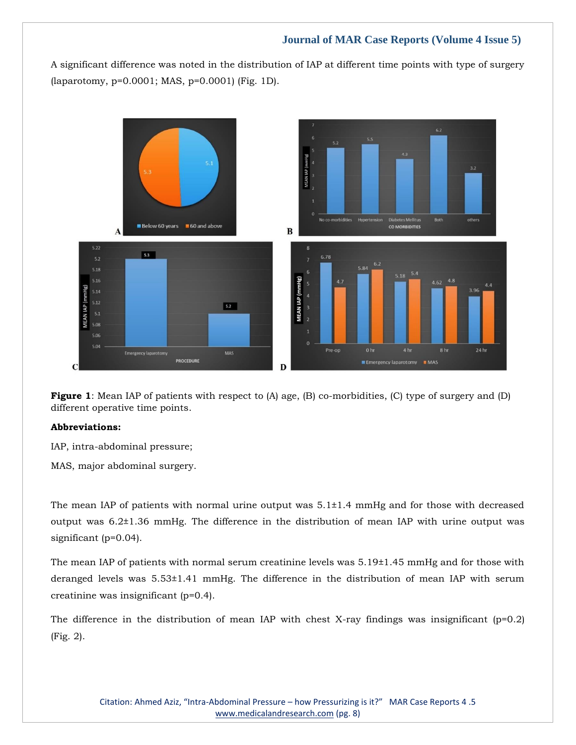A significant difference was noted in the distribution of IAP at different time points with type of surgery (laparotomy, p=0.0001; MAS, p=0.0001) (Fig. 1D).

**Figure 1**: Mean IAP of patients with respect to (A) age, (B) co-morbidities, (C) type of surgery and (D) different operative time points.

**Abbreviations:**

IAP, intra-abdominal pressure;

MAS, major abdominal surgery.

The mean IAP of patients with normal urine output was 5.1±1.4 mmHg and for those with decreased output was 6.2±1.36 mmHg. The difference in the distribution of mean IAP with urine output was significant (p=0.04).

The mean IAP of patients with normal serum creatinine levels was 5.19±1.45 mmHg and for those with deranged levels was 5.53±1.41 mmHg. The difference in the distribution of mean IAP with serum creatinine was insignificant (p=0.4).

The difference in the distribution of mean IAP with chest X-ray findings was insignificant (p=0.2) (Fig. 2).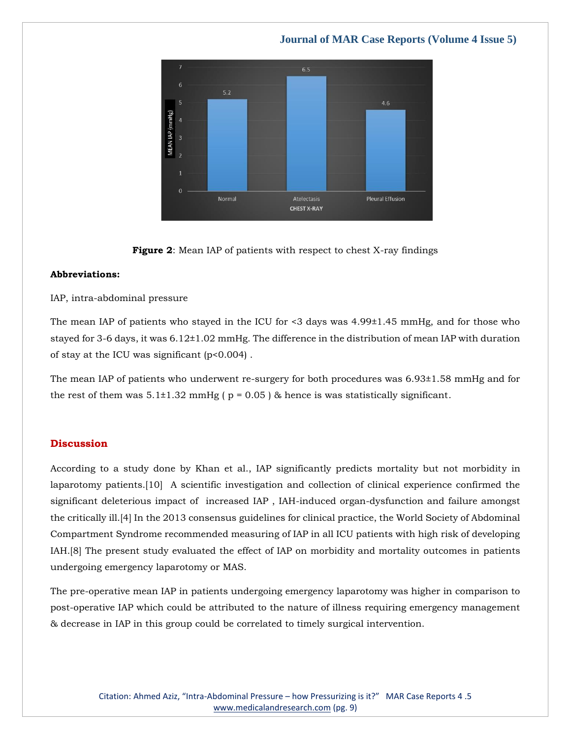**Figure 2**: Mean IAP of patients with respect to chest X-ray findings

**Abbreviations:**

IAP, intra-abdominal pressure

The mean IAP of patients who stayed in the ICU for <3 days was 4.99±1.45 mmHg, and for those who stayed for 3-6 days, it was 6.12±1.02 mmHg. The difference in the distribution of mean IAP with duration of stay at the ICU was significant ($p<0.004$) .

The mean IAP of patients who underwent re-surgery for both procedures was 6.93±1.58 mmHg and for the rest of them was 5.1±1.32 mmHg ( $p = 0.05$ ) & hence is was statistically significant.

## Discussion

According to a study done by Khan et al., IAP significantly predicts mortality but not morbidity in laparotomy patients.[10] A scientific investigation and collection of clinical experience confirmed the significant deleterious impact of increased IAP , IAH-induced organ-dysfunction and failure amongst the critically ill.[4] In the 2013 consensus guidelines for clinical practice, the World Society of Abdominal Compartment Syndrome recommended measuring of IAP in all ICU patients with high risk of developing IAH.[8] The present study evaluated the effect of IAP on morbidity and mortality outcomes in patients undergoing emergency laparotomy or MAS.

The pre-operative mean IAP in patients undergoing emergency laparotomy was higher in comparison to post-operative IAP which could be attributed to the nature of illness requiring emergency management & decrease in IAP in this group could be correlated to timely surgical intervention.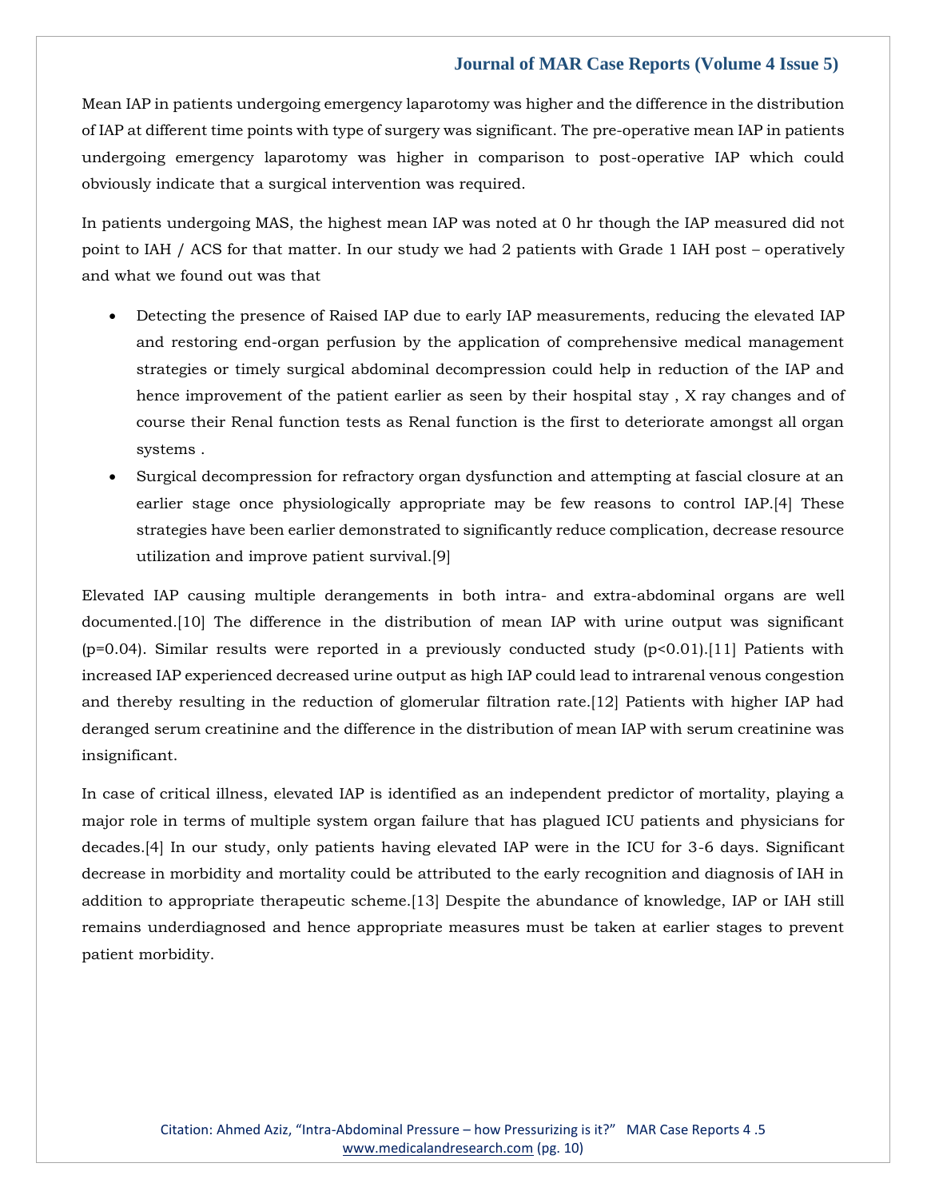Mean IAP in patients undergoing emergency laparotomy was higher and the difference in the distribution of IAP at different time points with type of surgery was significant. The pre-operative mean IAP in patients undergoing emergency laparotomy was higher in comparison to post-operative IAP which could obviously indicate that a surgical intervention was required.

In patients undergoing MAS, the highest mean IAP was noted at 0 hr though the IAP measured did not point to IAH / ACS for that matter. In our study we had 2 patients with Grade 1 IAH post – operatively and what we found out was that

- Detecting the presence of Raised IAP due to early IAP measurements, reducing the elevated IAP and restoring end-organ perfusion by the application of comprehensive medical management strategies or timely surgical abdominal decompression could help in reduction of the IAP and hence improvement of the patient earlier as seen by their hospital stay , X ray changes and of course their Renal function tests as Renal function is the first to deteriorate amongst all organ systems .
- Surgical decompression for refractory organ dysfunction and attempting at fascial closure at an earlier stage once physiologically appropriate may be few reasons to control IAP.[4] These strategies have been earlier demonstrated to significantly reduce complication, decrease resource utilization and improve patient survival.[9]

Elevated IAP causing multiple derangements in both intra- and extra-abdominal organs are well documented.[10] The difference in the distribution of mean IAP with urine output was significant ($p=0.04$). Similar results were reported in a previously conducted study ($p<0.01$).[11] Patients with increased IAP experienced decreased urine output as high IAP could lead to intrarenal venous congestion and thereby resulting in the reduction of glomerular filtration rate.[12] Patients with higher IAP had deranged serum creatinine and the difference in the distribution of mean IAP with serum creatinine was insignificant.

In case of critical illness, elevated IAP is identified as an independent predictor of mortality, playing a major role in terms of multiple system organ failure that has plagued ICU patients and physicians for decades.[4] In our study, only patients having elevated IAP were in the ICU for 3-6 days. Significant decrease in morbidity and mortality could be attributed to the early recognition and diagnosis of IAH in addition to appropriate therapeutic scheme.[13] Despite the abundance of knowledge, IAP or IAH still remains underdiagnosed and hence appropriate measures must be taken at earlier stages to prevent patient morbidity.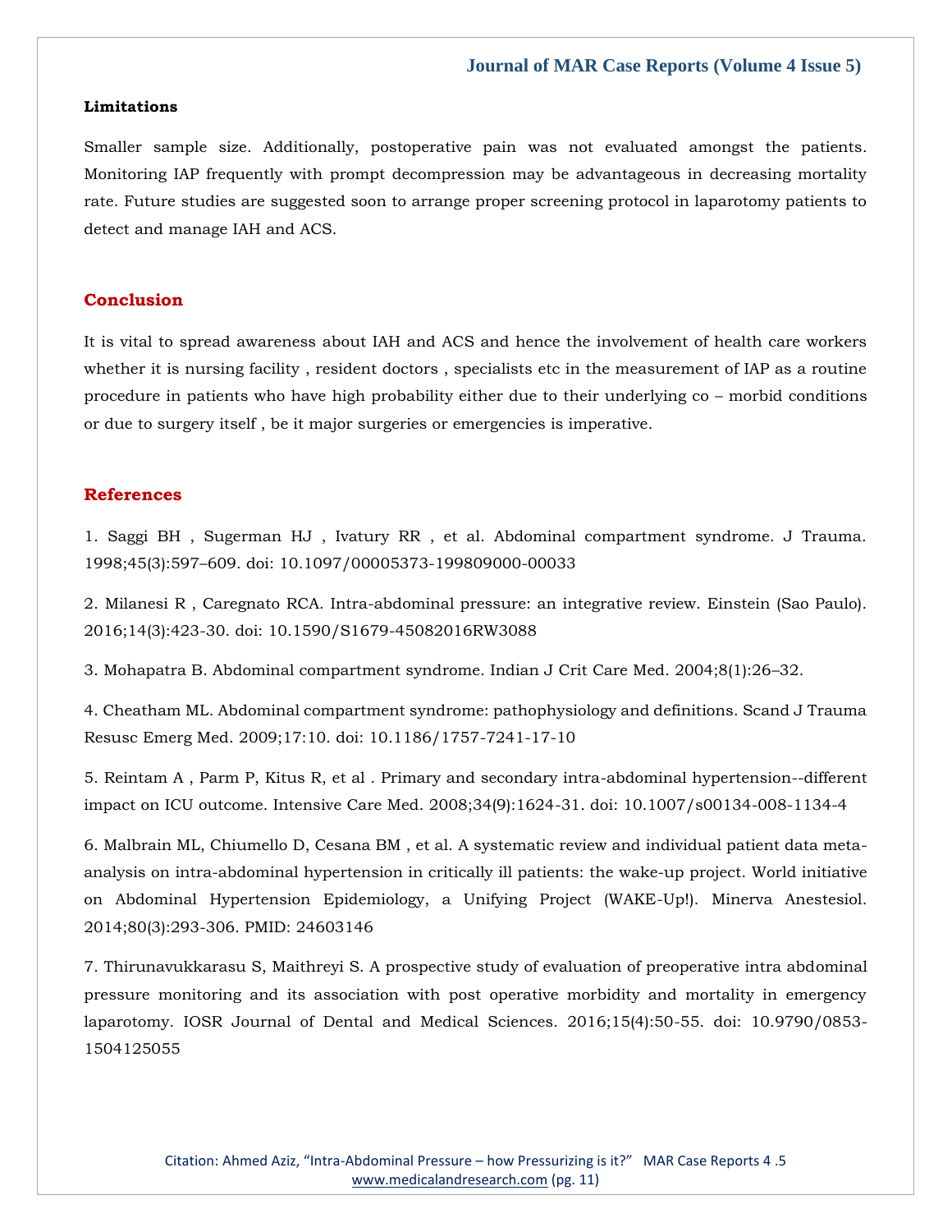**Limitations**

Smaller sample size. Additionally, postoperative pain was not evaluated amongst the patients. Monitoring IAP frequently with prompt decompression may be advantageous in decreasing mortality rate. Future studies are suggested soon to arrange proper screening protocol in laparotomy patients to detect and manage IAH and ACS.

## Conclusion

It is vital to spread awareness about IAH and ACS and hence the involvement of health care workers whether it is nursing facility , resident doctors , specialists etc in the measurement of IAP as a routine procedure in patients who have high probability either due to their underlying co – morbid conditions or due to surgery itself , be it major surgeries or emergencies is imperative.

## References

1. Saggi BH , Sugerman HJ , Ivatury RR , et al. Abdominal compartment syndrome. J Trauma. 1998;45(3):597–609. doi: 10.1097/00005373-199809000-00033

2. Milanesi R , Caregnato RCA. Intra-abdominal pressure: an integrative review. Einstein (Sao Paulo). 2016;14(3):423-30. doi: 10.1590/S1679-45082016RW3088

3. Mohapatra B. Abdominal compartment syndrome. Indian J Crit Care Med. 2004;8(1):26–32.

4. Cheatham ML. Abdominal compartment syndrome: pathophysiology and definitions. Scand J Trauma Resusc Emerg Med. 2009;17:10. doi: 10.1186/1757-7241-17-10

5. Reintam A , Parm P, Kitus R, et al . Primary and secondary intra-abdominal hypertension--different impact on ICU outcome. Intensive Care Med. 2008;34(9):1624-31. doi: 10.1007/s00134-008-1134-4

6. Malbrain ML, Chiumello D, Cesana BM , et al. A systematic review and individual patient data meta-analysis on intra-abdominal hypertension in critically ill patients: the wake-up project. World initiative on Abdominal Hypertension Epidemiology, a Unifying Project (WAKE-Up!). Minerva Anestesiol. 2014;80(3):293-306. PMID: 24603146

7. Thirunavukkarasu S, Maithreyi S. A prospective study of evaluation of preoperative intra abdominal pressure monitoring and its association with post operative morbidity and mortality in emergency laparotomy. IOSR Journal of Dental and Medical Sciences. 2016;15(4):50-55. doi: 10.9790/0853-1504125055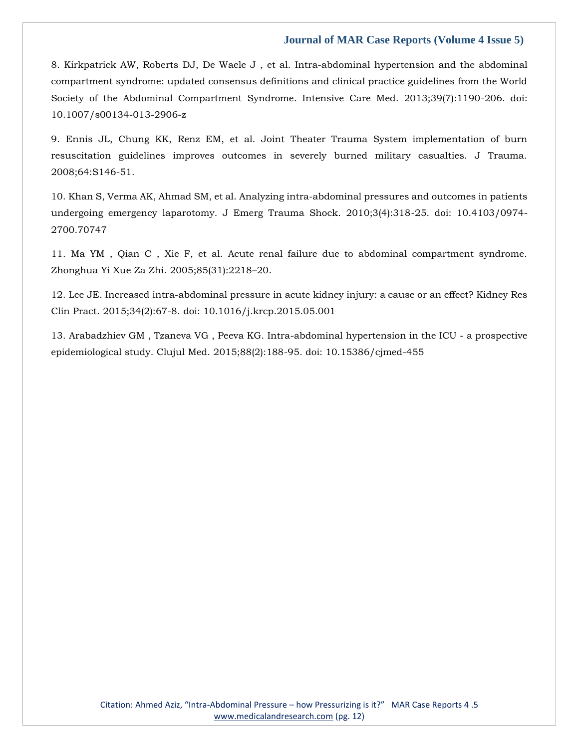8. Kirkpatrick AW, Roberts DJ, De Waele J , et al. Intra-abdominal hypertension and the abdominal compartment syndrome: updated consensus definitions and clinical practice guidelines from the World Society of the Abdominal Compartment Syndrome. Intensive Care Med. 2013;39(7):1190-206. doi: 10.1007/s00134-013-2906-z

9. Ennis JL, Chung KK, Renz EM, et al. Joint Theater Trauma System implementation of burn resuscitation guidelines improves outcomes in severely burned military casualties. J Trauma. 2008;64:S146-51.

10. Khan S, Verma AK, Ahmad SM, et al. Analyzing intra-abdominal pressures and outcomes in patients undergoing emergency laparotomy. J Emerg Trauma Shock. 2010;3(4):318-25. doi: 10.4103/0974-2700.70747

11. Ma YM , Qian C , Xie F, et al. Acute renal failure due to abdominal compartment syndrome. Zhonghua Yi Xue Za Zhi. 2005;85(31):2218–20.

12. Lee JE. Increased intra-abdominal pressure in acute kidney injury: a cause or an effect? Kidney Res Clin Pract. 2015;34(2):67-8. doi: 10.1016/j.krcp.2015.05.001

13. Arabadzhiev GM , Tzaneva VG , Peeva KG. Intra-abdominal hypertension in the ICU - a prospective epidemiological study. Clujul Med. 2015;88(2):188-95. doi: 10.15386/cjmed-455